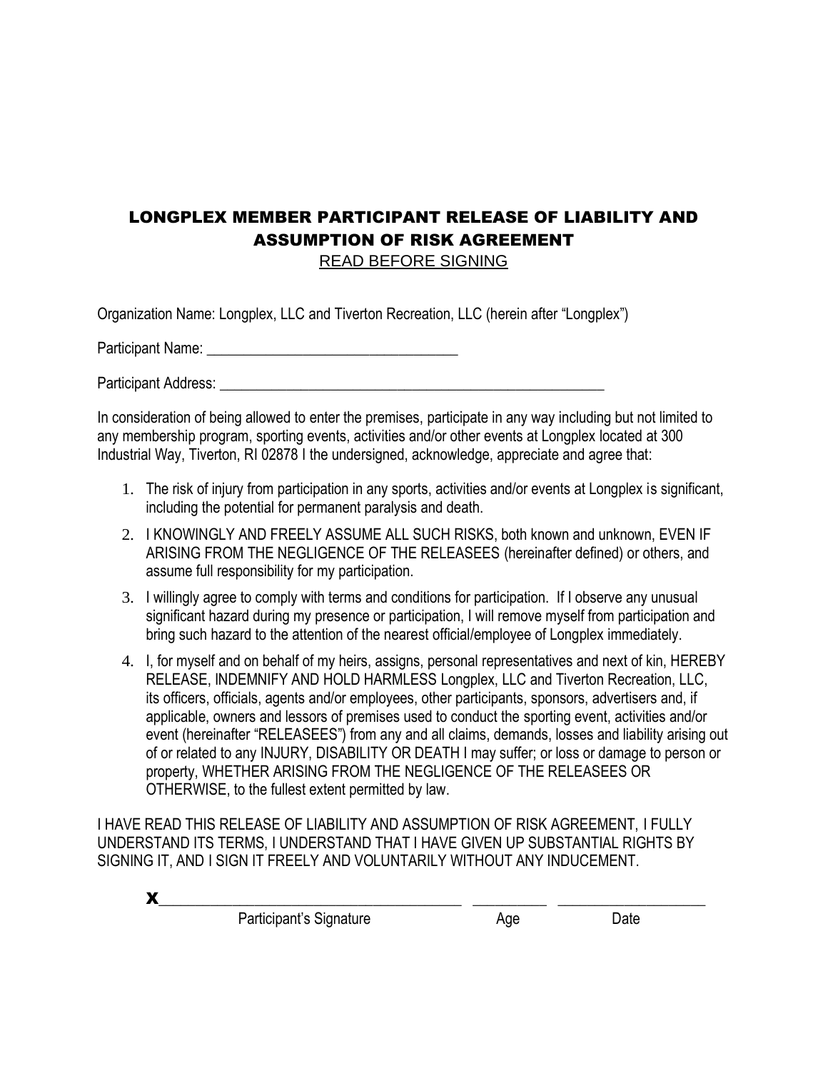# LONGPLEX MEMBER PARTICIPANT RELEASE OF LIABILITY AND ASSUMPTION OF RISK AGREEMENT

READ BEFORE SIGNING

Organization Name: Longplex, LLC and Tiverton Recreation, LLC (herein after "Longplex")

Participant Name: ___________________________________

Participant Address: ________________________________________________________

In consideration of being allowed to enter the premises, participate in any way including but not limited to any membership program, sporting events, activities and/or other events at Longplex located at 300 Industrial Way, Tiverton, RI 02878 I the undersigned, acknowledge, appreciate and agree that:

1. The risk of injury from participation in any sports, activities and/or events at Longplex is significant, including the potential for permanent paralysis and death.
2. I KNOWINGLY AND FREELY ASSUME ALL SUCH RISKS, both known and unknown, EVEN IF ARISING FROM THE NEGLIGENCE OF THE RELEASEES (hereinafter defined) or others, and assume full responsibility for my participation.
3. I willingly agree to comply with terms and conditions for participation. If I observe any unusual significant hazard during my presence or participation, I will remove myself from participation and bring such hazard to the attention of the nearest official/employee of Longplex immediately.
4. I, for myself and on behalf of my heirs, assigns, personal representatives and next of kin, HEREBY RELEASE, INDEMNIFY AND HOLD HARMLESS Longplex, LLC and Tiverton Recreation, LLC, its officers, officials, agents and/or employees, other participants, sponsors, advertisers and, if applicable, owners and lessors of premises used to conduct the sporting event, activities and/or event (hereinafter "RELEASEES") from any and all claims, demands, losses and liability arising out of or related to any INJURY, DISABILITY OR DEATH I may suffer; or loss or damage to person or property, WHETHER ARISING FROM THE NEGLIGENCE OF THE RELEASEES OR OTHERWISE, to the fullest extent permitted by law.

I HAVE READ THIS RELEASE OF LIABILITY AND ASSUMPTION OF RISK AGREEMENT, I FULLY UNDERSTAND ITS TERMS, I UNDERSTAND THAT I HAVE GIVEN UP SUBSTANTIAL RIGHTS BY SIGNING IT, AND I SIGN IT FREELY AND VOLUNTARILY WITHOUT ANY INDUCEMENT.

**X**________________________________________ __________ ____________________

Participant's Signature Age Date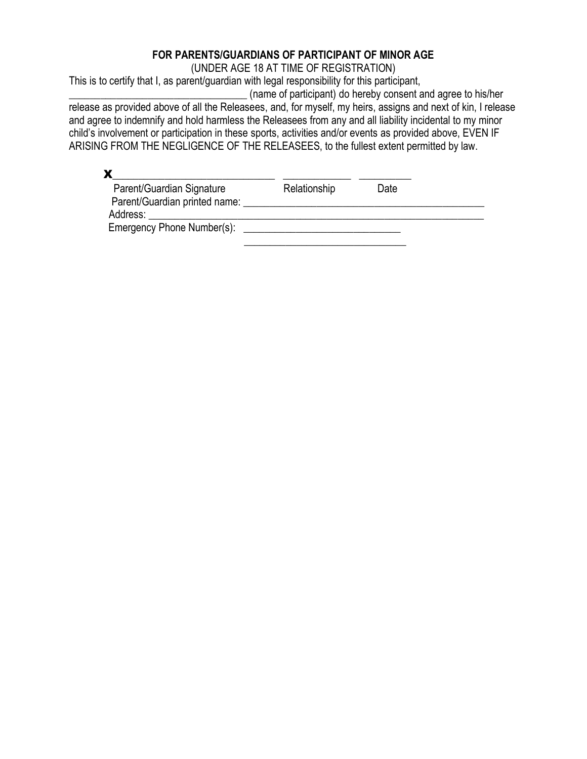**FOR PARENTS/GUARDIANS OF PARTICIPANT OF MINOR AGE**

(UNDER AGE 18 AT TIME OF REGISTRATION)

This is to certify that I, as parent/guardian with legal responsibility for this participant, __________________________________ (name of participant) do hereby consent and agree to his/her release as provided above of all the Releasees, and, for myself, my heirs, assigns and next of kin, I release and agree to indemnify and hold harmless the Releasees from any and all liability incidental to my minor child's involvement or participation in these sports, activities and/or events as provided above, EVEN IF ARISING FROM THE NEGLIGENCE OF THE RELEASEES, to the fullest extent permitted by law.

**x**______________________________ _____________ __________

Parent/Guardian Signature Relationship Date

Parent/Guardian printed name: _______________________________________________

Address: ________________________________________________________________

Emergency Phone Number(s): ______________________________

______________________________